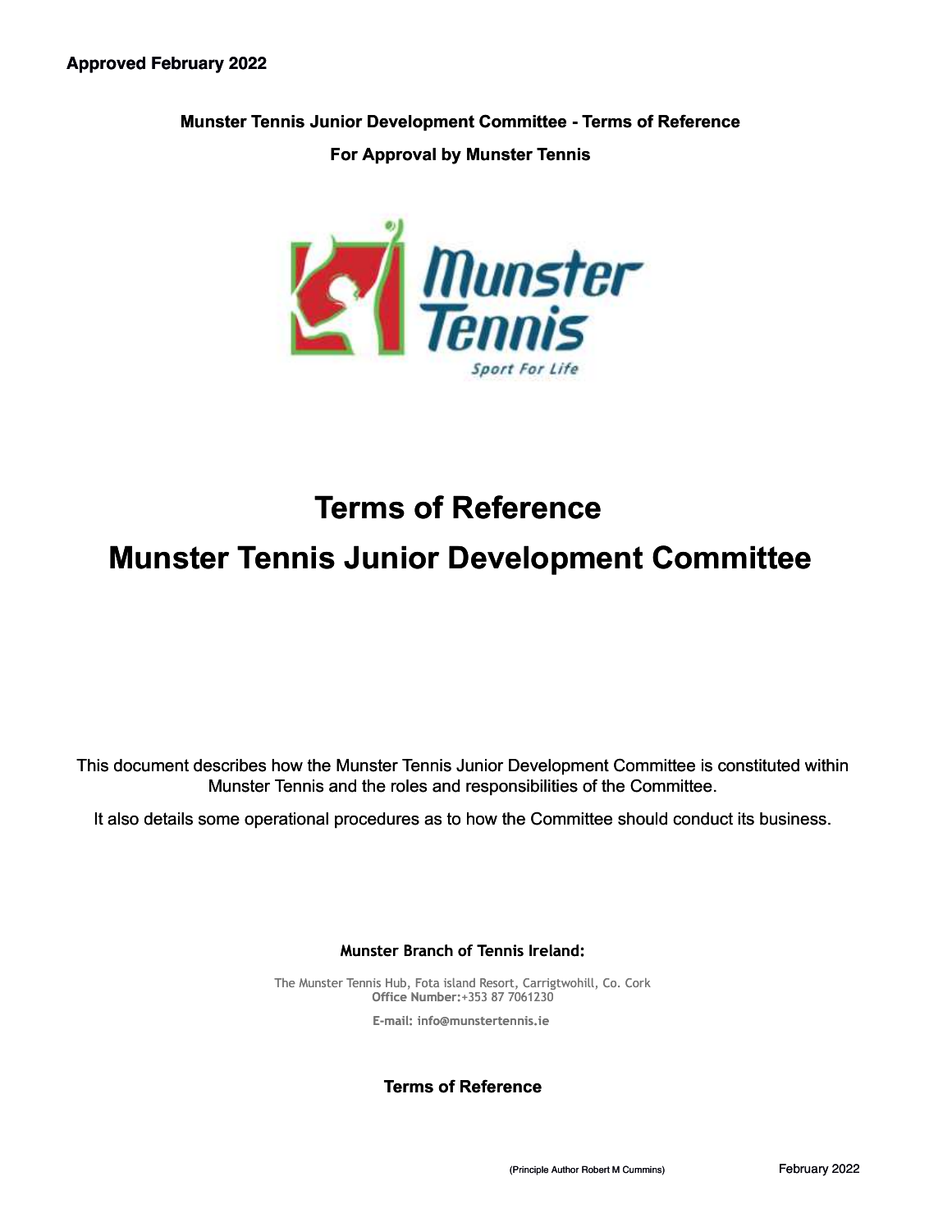**Approved February 2022**

**Munster Tennis Junior Development Committee - Terms of Reference**

**For Approval by Munster Tennis**

# Terms of Reference

# Munster Tennis Junior Development Committee

This document describes how the Munster Tennis Junior Development Committee is constituted within Munster Tennis and the roles and responsibilities of the Committee.

It also details some operational procedures as to how the Committee should conduct its business.

**Munster Branch of Tennis Ireland:**

The Munster Tennis Hub, Fota island Resort, Carrigtwohill, Co. Cork
**Office Number:**+353 87 7061230

**E-mail: info@munstertennis.ie**

**Terms of Reference**

(Principle Author Robert M Cummins) February 2022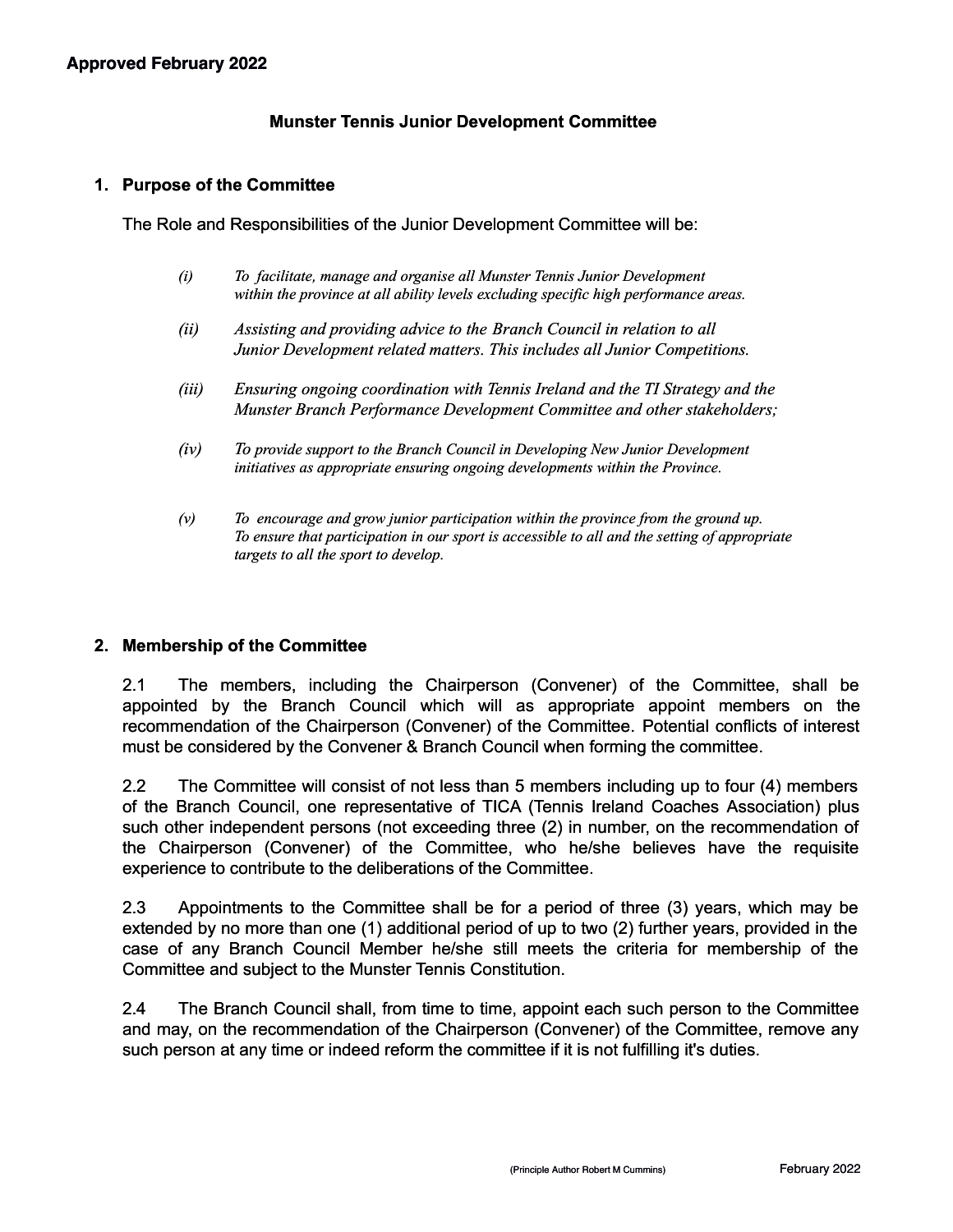**Approved February 2022**

### Munster Tennis Junior Development Committee

#### 1. Purpose of the Committee

The Role and Responsibilities of the Junior Development Committee will be:

*(i)* *To facilitate, manage and organise all Munster Tennis Junior Development within the province at all ability levels excluding specific high performance areas.*

*(ii)* *Assisting and providing advice to the Branch Council in relation to all Junior Development related matters. This includes all Junior Competitions.*

*(iii)* *Ensuring ongoing coordination with Tennis Ireland and the TI Strategy and the Munster Branch Performance Development Committee and other stakeholders;*

*(iv)* *To provide support to the Branch Council in Developing New Junior Development initiatives as appropriate ensuring ongoing developments within the Province.*

*(v)* *To encourage and grow junior participation within the province from the ground up. To ensure that participation in our sport is accessible to all and the setting of appropriate targets to all the sport to develop.*

#### 2. Membership of the Committee

2.1 The members, including the Chairperson (Convener) of the Committee, shall be appointed by the Branch Council which will as appropriate appoint members on the recommendation of the Chairperson (Convener) of the Committee. Potential conflicts of interest must be considered by the Convener & Branch Council when forming the committee.

2.2 The Committee will consist of not less than 5 members including up to four (4) members of the Branch Council, one representative of TICA (Tennis Ireland Coaches Association) plus such other independent persons (not exceeding three (2) in number, on the recommendation of the Chairperson (Convener) of the Committee, who he/she believes have the requisite experience to contribute to the deliberations of the Committee.

2.3 Appointments to the Committee shall be for a period of three (3) years, which may be extended by no more than one (1) additional period of up to two (2) further years, provided in the case of any Branch Council Member he/she still meets the criteria for membership of the Committee and subject to the Munster Tennis Constitution.

2.4 The Branch Council shall, from time to time, appoint each such person to the Committee and may, on the recommendation of the Chairperson (Convener) of the Committee, remove any such person at any time or indeed reform the committee if it is not fulfilling it's duties.

(Principle Author Robert M Cummins) February 2022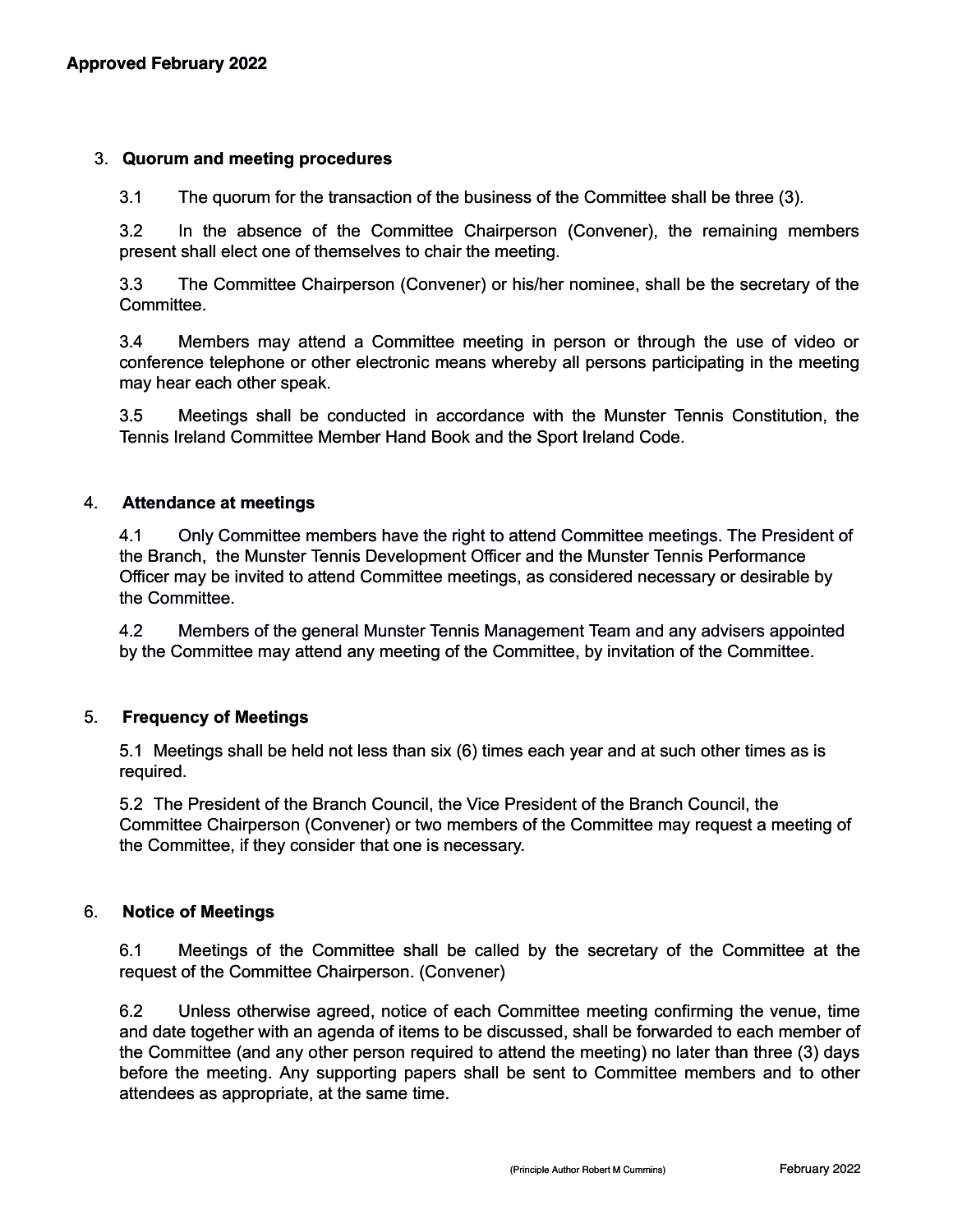**Approved February 2022**

## 3. Quorum and meeting procedures

3.1 The quorum for the transaction of the business of the Committee shall be three (3).

3.2 In the absence of the Committee Chairperson (Convener), the remaining members present shall elect one of themselves to chair the meeting.

3.3 The Committee Chairperson (Convener) or his/her nominee, shall be the secretary of the Committee.

3.4 Members may attend a Committee meeting in person or through the use of video or conference telephone or other electronic means whereby all persons participating in the meeting may hear each other speak.

3.5 Meetings shall be conducted in accordance with the Munster Tennis Constitution, the Tennis Ireland Committee Member Hand Book and the Sport Ireland Code.

## 4. Attendance at meetings

4.1 Only Committee members have the right to attend Committee meetings. The President of the Branch, the Munster Tennis Development Officer and the Munster Tennis Performance Officer may be invited to attend Committee meetings, as considered necessary or desirable by the Committee.

4.2 Members of the general Munster Tennis Management Team and any advisers appointed by the Committee may attend any meeting of the Committee, by invitation of the Committee.

## 5. Frequency of Meetings

5.1 Meetings shall be held not less than six (6) times each year and at such other times as is required.

5.2 The President of the Branch Council, the Vice President of the Branch Council, the Committee Chairperson (Convener) or two members of the Committee may request a meeting of the Committee, if they consider that one is necessary.

## 6. Notice of Meetings

6.1 Meetings of the Committee shall be called by the secretary of the Committee at the request of the Committee Chairperson. (Convener)

6.2 Unless otherwise agreed, notice of each Committee meeting confirming the venue, time and date together with an agenda of items to be discussed, shall be forwarded to each member of the Committee (and any other person required to attend the meeting) no later than three (3) days before the meeting. Any supporting papers shall be sent to Committee members and to other attendees as appropriate, at the same time.

(Principle Author Robert M Cummins) February 2022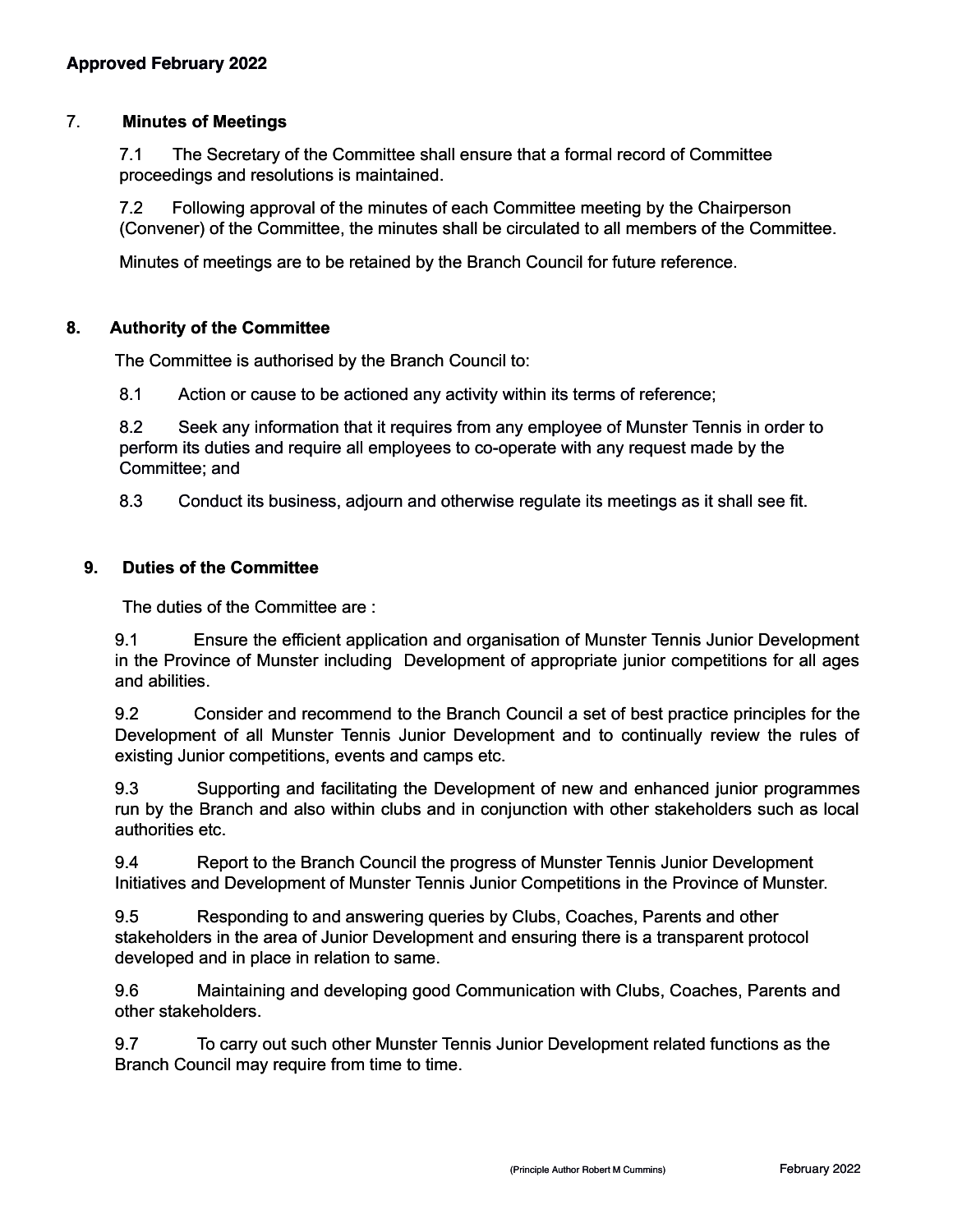**Approved February 2022**

## 7. Minutes of Meetings

7.1 The Secretary of the Committee shall ensure that a formal record of Committee proceedings and resolutions is maintained.

7.2 Following approval of the minutes of each Committee meeting by the Chairperson (Convener) of the Committee, the minutes shall be circulated to all members of the Committee.

Minutes of meetings are to be retained by the Branch Council for future reference.

## 8. Authority of the Committee

The Committee is authorised by the Branch Council to:

8.1 Action or cause to be actioned any activity within its terms of reference;

8.2 Seek any information that it requires from any employee of Munster Tennis in order to perform its duties and require all employees to co-operate with any request made by the Committee; and

8.3 Conduct its business, adjourn and otherwise regulate its meetings as it shall see fit.

## 9. Duties of the Committee

The duties of the Committee are :

9.1 Ensure the efficient application and organisation of Munster Tennis Junior Development in the Province of Munster including Development of appropriate junior competitions for all ages and abilities.

9.2 Consider and recommend to the Branch Council a set of best practice principles for the Development of all Munster Tennis Junior Development and to continually review the rules of existing Junior competitions, events and camps etc.

9.3 Supporting and facilitating the Development of new and enhanced junior programmes run by the Branch and also within clubs and in conjunction with other stakeholders such as local authorities etc.

9.4 Report to the Branch Council the progress of Munster Tennis Junior Development Initiatives and Development of Munster Tennis Junior Competitions in the Province of Munster.

9.5 Responding to and answering queries by Clubs, Coaches, Parents and other stakeholders in the area of Junior Development and ensuring there is a transparent protocol developed and in place in relation to same.

9.6 Maintaining and developing good Communication with Clubs, Coaches, Parents and other stakeholders.

9.7 To carry out such other Munster Tennis Junior Development related functions as the Branch Council may require from time to time.

(Principle Author Robert M Cummins) February 2022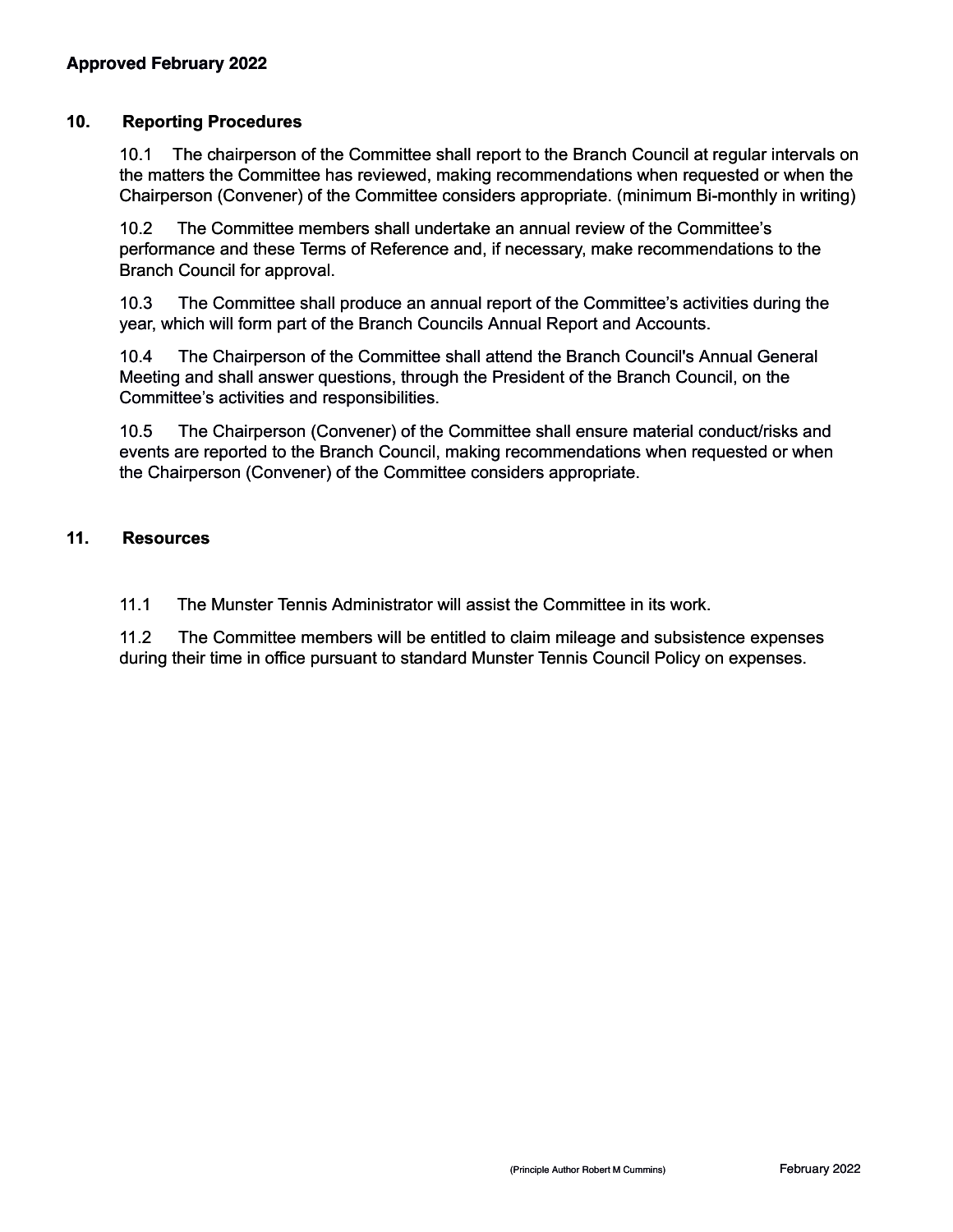**Approved February 2022**

## 10. Reporting Procedures

10.1 The chairperson of the Committee shall report to the Branch Council at regular intervals on the matters the Committee has reviewed, making recommendations when requested or when the Chairperson (Convener) of the Committee considers appropriate. (minimum Bi-monthly in writing)

10.2 The Committee members shall undertake an annual review of the Committee's performance and these Terms of Reference and, if necessary, make recommendations to the Branch Council for approval.

10.3 The Committee shall produce an annual report of the Committee's activities during the year, which will form part of the Branch Councils Annual Report and Accounts.

10.4 The Chairperson of the Committee shall attend the Branch Council's Annual General Meeting and shall answer questions, through the President of the Branch Council, on the Committee's activities and responsibilities.

10.5 The Chairperson (Convener) of the Committee shall ensure material conduct/risks and events are reported to the Branch Council, making recommendations when requested or when the Chairperson (Convener) of the Committee considers appropriate.

## 11. Resources

11.1 The Munster Tennis Administrator will assist the Committee in its work.

11.2 The Committee members will be entitled to claim mileage and subsistence expenses during their time in office pursuant to standard Munster Tennis Council Policy on expenses.

(Principle Author Robert M Cummins) February 2022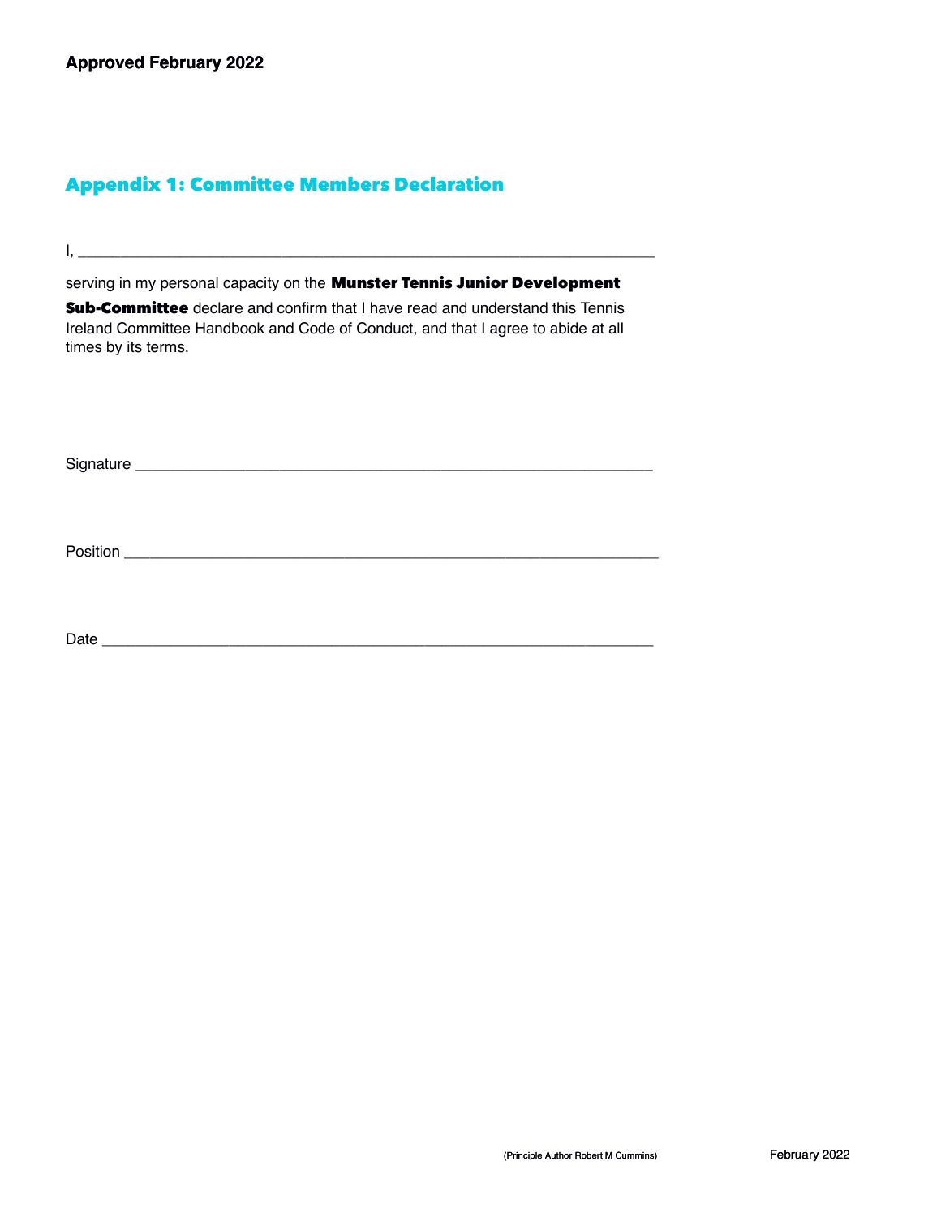**Approved February 2022**

## Appendix 1: Committee Members Declaration

I, ___________________________________________________________________

serving in my personal capacity on the **Munster Tennis Junior Development Sub-Committee** declare and confirm that I have read and understand this Tennis Ireland Committee Handbook and Code of Conduct, and that I agree to abide at all times by its terms.

Signature ______________________________________________________________

Position _______________________________________________________________

Date __________________________________________________________________

(Principle Author Robert M Cummins)